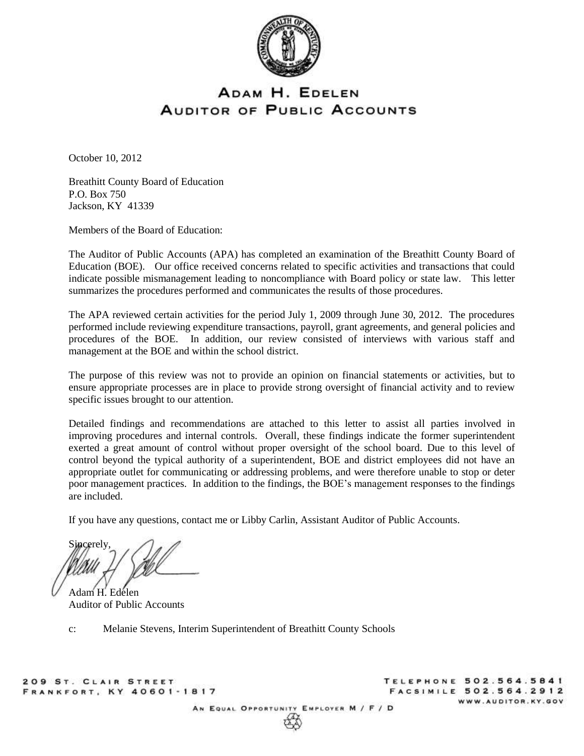# Adam H. Edelen
## Auditor of Public Accounts

October 10, 2012

Breathitt County Board of Education
P.O. Box 750
Jackson, KY 41339

Members of the Board of Education:

The Auditor of Public Accounts (APA) has completed an examination of the Breathitt County Board of Education (BOE). Our office received concerns related to specific activities and transactions that could indicate possible mismanagement leading to noncompliance with Board policy or state law. This letter summarizes the procedures performed and communicates the results of those procedures.

The APA reviewed certain activities for the period July 1, 2009 through June 30, 2012. The procedures performed include reviewing expenditure transactions, payroll, grant agreements, and general policies and procedures of the BOE. In addition, our review consisted of interviews with various staff and management at the BOE and within the school district.

The purpose of this review was not to provide an opinion on financial statements or activities, but to ensure appropriate processes are in place to provide strong oversight of financial activity and to review specific issues brought to our attention.

Detailed findings and recommendations are attached to this letter to assist all parties involved in improving procedures and internal controls. Overall, these findings indicate the former superintendent exerted a great amount of control without proper oversight of the school board. Due to this level of control beyond the typical authority of a superintendent, BOE and district employees did not have an appropriate outlet for communicating or addressing problems, and were therefore unable to stop or deter poor management practices. In addition to the findings, the BOE's management responses to the findings are included.

If you have any questions, contact me or Libby Carlin, Assistant Auditor of Public Accounts.

Sincerely,

Adam H. Edelen
Auditor of Public Accounts

c: Melanie Stevens, Interim Superintendent of Breathitt County Schools

209 St. Clair Street
Frankfort, KY 40601-1817

Telephone 502.564.5841
Facsimile 502.564.2912
www.auditor.ky.gov

An Equal Opportunity Employer M / F / D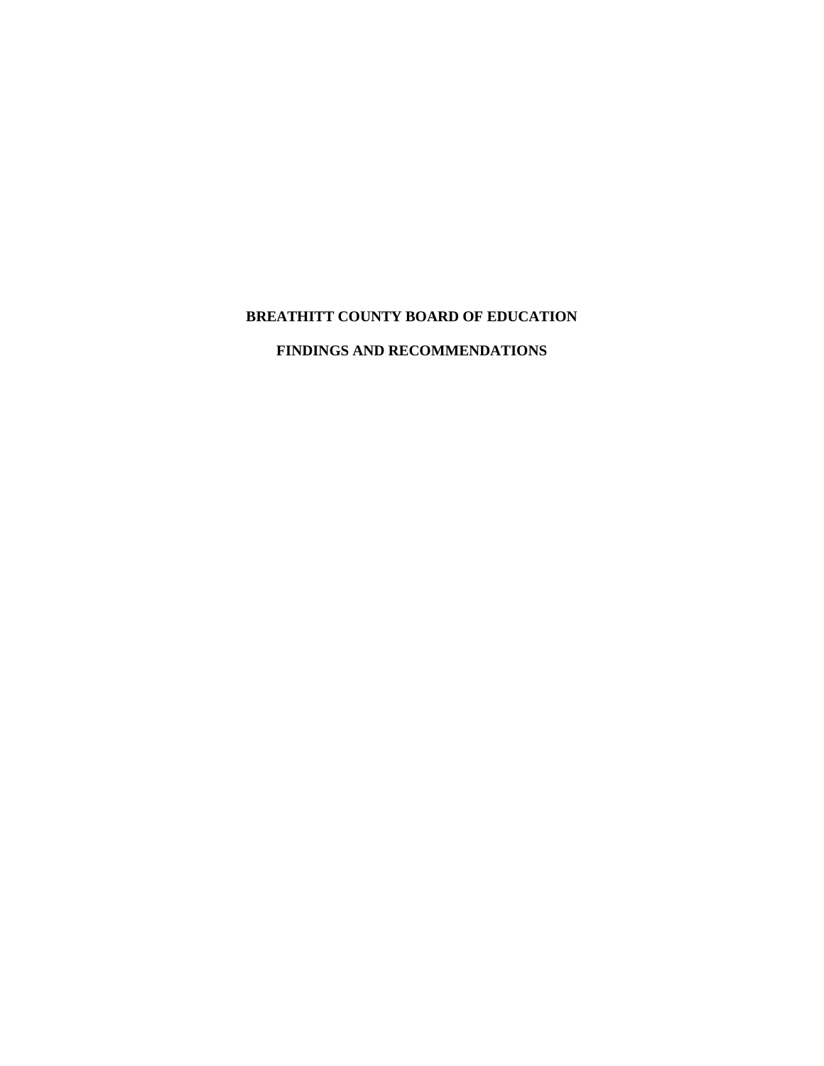# BREATHITT COUNTY BOARD OF EDUCATION

## FINDINGS AND RECOMMENDATIONS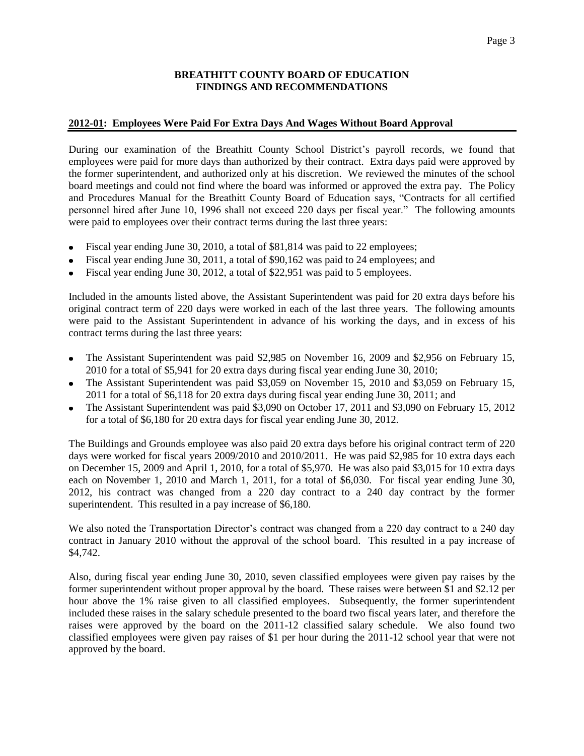**BREATHITT COUNTY BOARD OF EDUCATION**
**FINDINGS AND RECOMMENDATIONS**

## 2012-01: Employees Were Paid For Extra Days And Wages Without Board Approval

During our examination of the Breathitt County School District's payroll records, we found that employees were paid for more days than authorized by their contract. Extra days paid were approved by the former superintendent, and authorized only at his discretion. We reviewed the minutes of the school board meetings and could not find where the board was informed or approved the extra pay. The Policy and Procedures Manual for the Breathitt County Board of Education says, "Contracts for all certified personnel hired after June 10, 1996 shall not exceed 220 days per fiscal year." The following amounts were paid to employees over their contract terms during the last three years:

- Fiscal year ending June 30, 2010, a total of $81,814 was paid to 22 employees;
- Fiscal year ending June 30, 2011, a total of $90,162 was paid to 24 employees; and
- Fiscal year ending June 30, 2012, a total of $22,951 was paid to 5 employees.

Included in the amounts listed above, the Assistant Superintendent was paid for 20 extra days before his original contract term of 220 days were worked in each of the last three years. The following amounts were paid to the Assistant Superintendent in advance of his working the days, and in excess of his contract terms during the last three years:

- The Assistant Superintendent was paid $2,985 on November 16, 2009 and $2,956 on February 15, 2010 for a total of $5,941 for 20 extra days during fiscal year ending June 30, 2010;
- The Assistant Superintendent was paid $3,059 on November 15, 2010 and $3,059 on February 15, 2011 for a total of $6,118 for 20 extra days during fiscal year ending June 30, 2011; and
- The Assistant Superintendent was paid $3,090 on October 17, 2011 and $3,090 on February 15, 2012 for a total of $6,180 for 20 extra days for fiscal year ending June 30, 2012.

The Buildings and Grounds employee was also paid 20 extra days before his original contract term of 220 days were worked for fiscal years 2009/2010 and 2010/2011. He was paid $2,985 for 10 extra days each on December 15, 2009 and April 1, 2010, for a total of $5,970. He was also paid $3,015 for 10 extra days each on November 1, 2010 and March 1, 2011, for a total of $6,030. For fiscal year ending June 30, 2012, his contract was changed from a 220 day contract to a 240 day contract by the former superintendent. This resulted in a pay increase of $6,180.

We also noted the Transportation Director's contract was changed from a 220 day contract to a 240 day contract in January 2010 without the approval of the school board. This resulted in a pay increase of $4,742.

Also, during fiscal year ending June 30, 2010, seven classified employees were given pay raises by the former superintendent without proper approval by the board. These raises were between $1 and $2.12 per hour above the 1% raise given to all classified employees. Subsequently, the former superintendent included these raises in the salary schedule presented to the board two fiscal years later, and therefore the raises were approved by the board on the 2011-12 classified salary schedule. We also found two classified employees were given pay raises of $1 per hour during the 2011-12 school year that were not approved by the board.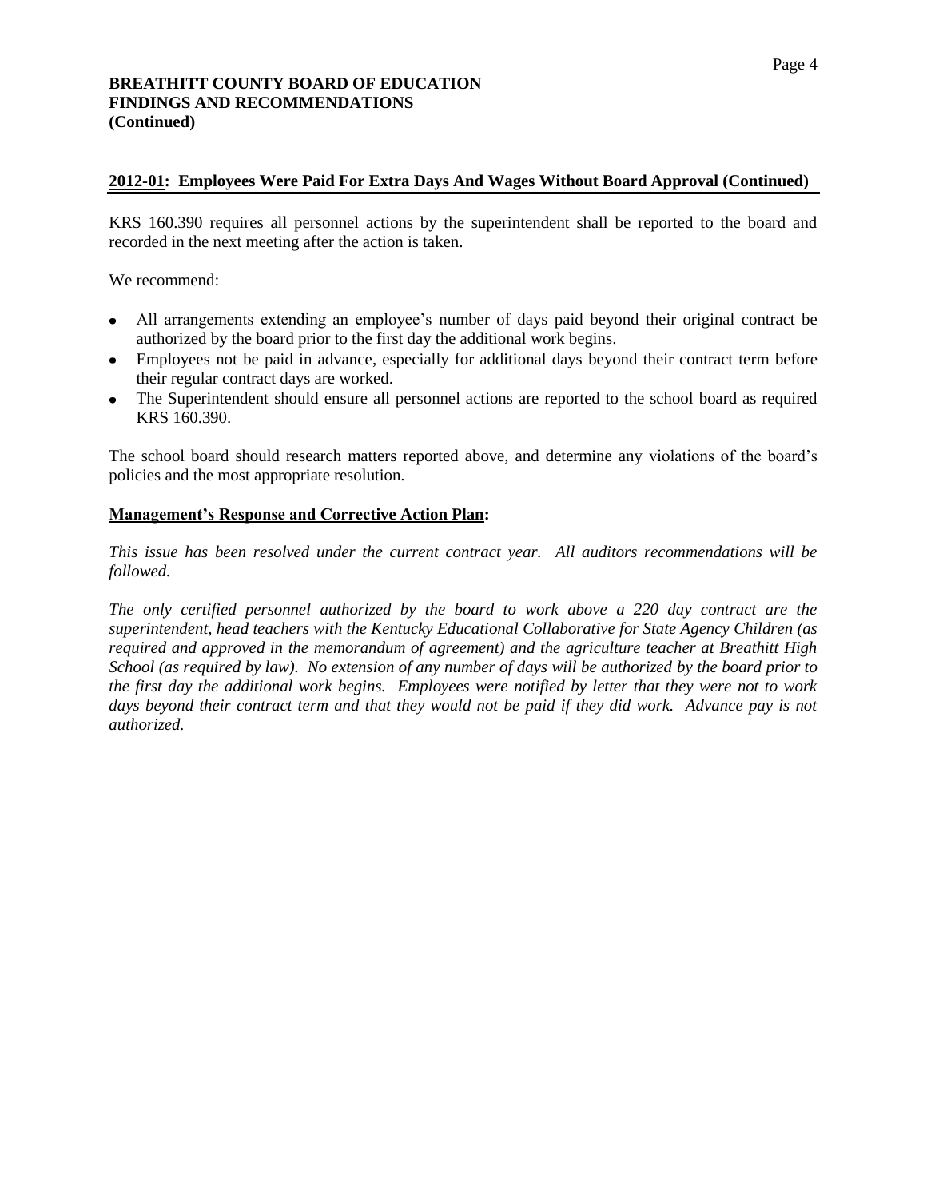**BREATHITT COUNTY BOARD OF EDUCATION**
**FINDINGS AND RECOMMENDATIONS**
**(Continued)**

## 2012-01: Employees Were Paid For Extra Days And Wages Without Board Approval (Continued)

KRS 160.390 requires all personnel actions by the superintendent shall be reported to the board and recorded in the next meeting after the action is taken.

We recommend:

- All arrangements extending an employee's number of days paid beyond their original contract be authorized by the board prior to the first day the additional work begins.
- Employees not be paid in advance, especially for additional days beyond their contract term before their regular contract days are worked.
- The Superintendent should ensure all personnel actions are reported to the school board as required KRS 160.390.

The school board should research matters reported above, and determine any violations of the board's policies and the most appropriate resolution.

**Management's Response and Corrective Action Plan:**

*This issue has been resolved under the current contract year. All auditors recommendations will be followed.*

*The only certified personnel authorized by the board to work above a 220 day contract are the superintendent, head teachers with the Kentucky Educational Collaborative for State Agency Children (as required and approved in the memorandum of agreement) and the agriculture teacher at Breathitt High School (as required by law). No extension of any number of days will be authorized by the board prior to the first day the additional work begins. Employees were notified by letter that they were not to work days beyond their contract term and that they would not be paid if they did work. Advance pay is not authorized.*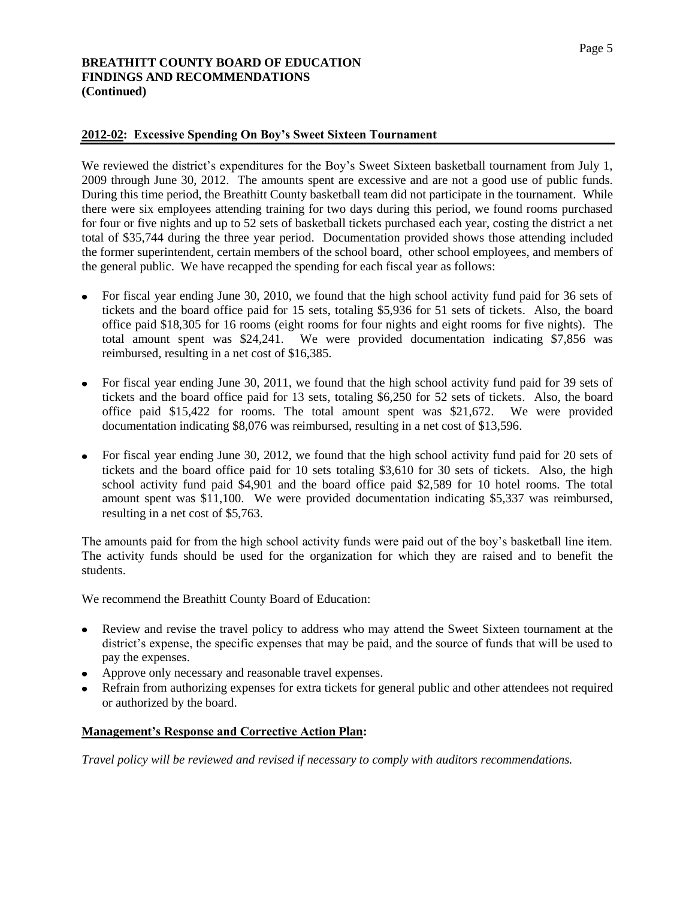**BREATHITT COUNTY BOARD OF EDUCATION**
**FINDINGS AND RECOMMENDATIONS**
**(Continued)**

## 2012-02: Excessive Spending On Boy's Sweet Sixteen Tournament

We reviewed the district's expenditures for the Boy's Sweet Sixteen basketball tournament from July 1, 2009 through June 30, 2012. The amounts spent are excessive and are not a good use of public funds. During this time period, the Breathitt County basketball team did not participate in the tournament. While there were six employees attending training for two days during this period, we found rooms purchased for four or five nights and up to 52 sets of basketball tickets purchased each year, costing the district a net total of $35,744 during the three year period. Documentation provided shows those attending included the former superintendent, certain members of the school board, other school employees, and members of the general public. We have recapped the spending for each fiscal year as follows:

- For fiscal year ending June 30, 2010, we found that the high school activity fund paid for 36 sets of tickets and the board office paid for 15 sets, totaling $5,936 for 51 sets of tickets. Also, the board office paid $18,305 for 16 rooms (eight rooms for four nights and eight rooms for five nights). The total amount spent was $24,241. We were provided documentation indicating $7,856 was reimbursed, resulting in a net cost of $16,385.
- For fiscal year ending June 30, 2011, we found that the high school activity fund paid for 39 sets of tickets and the board office paid for 13 sets, totaling $6,250 for 52 sets of tickets. Also, the board office paid $15,422 for rooms. The total amount spent was $21,672. We were provided documentation indicating $8,076 was reimbursed, resulting in a net cost of $13,596.
- For fiscal year ending June 30, 2012, we found that the high school activity fund paid for 20 sets of tickets and the board office paid for 10 sets totaling $3,610 for 30 sets of tickets. Also, the high school activity fund paid $4,901 and the board office paid $2,589 for 10 hotel rooms. The total amount spent was $11,100. We were provided documentation indicating $5,337 was reimbursed, resulting in a net cost of $5,763.

The amounts paid for from the high school activity funds were paid out of the boy's basketball line item. The activity funds should be used for the organization for which they are raised and to benefit the students.

We recommend the Breathitt County Board of Education:

- Review and revise the travel policy to address who may attend the Sweet Sixteen tournament at the district's expense, the specific expenses that may be paid, and the source of funds that will be used to pay the expenses.
- Approve only necessary and reasonable travel expenses.
- Refrain from authorizing expenses for extra tickets for general public and other attendees not required or authorized by the board.

**Management's Response and Corrective Action Plan:**

*Travel policy will be reviewed and revised if necessary to comply with auditors recommendations.*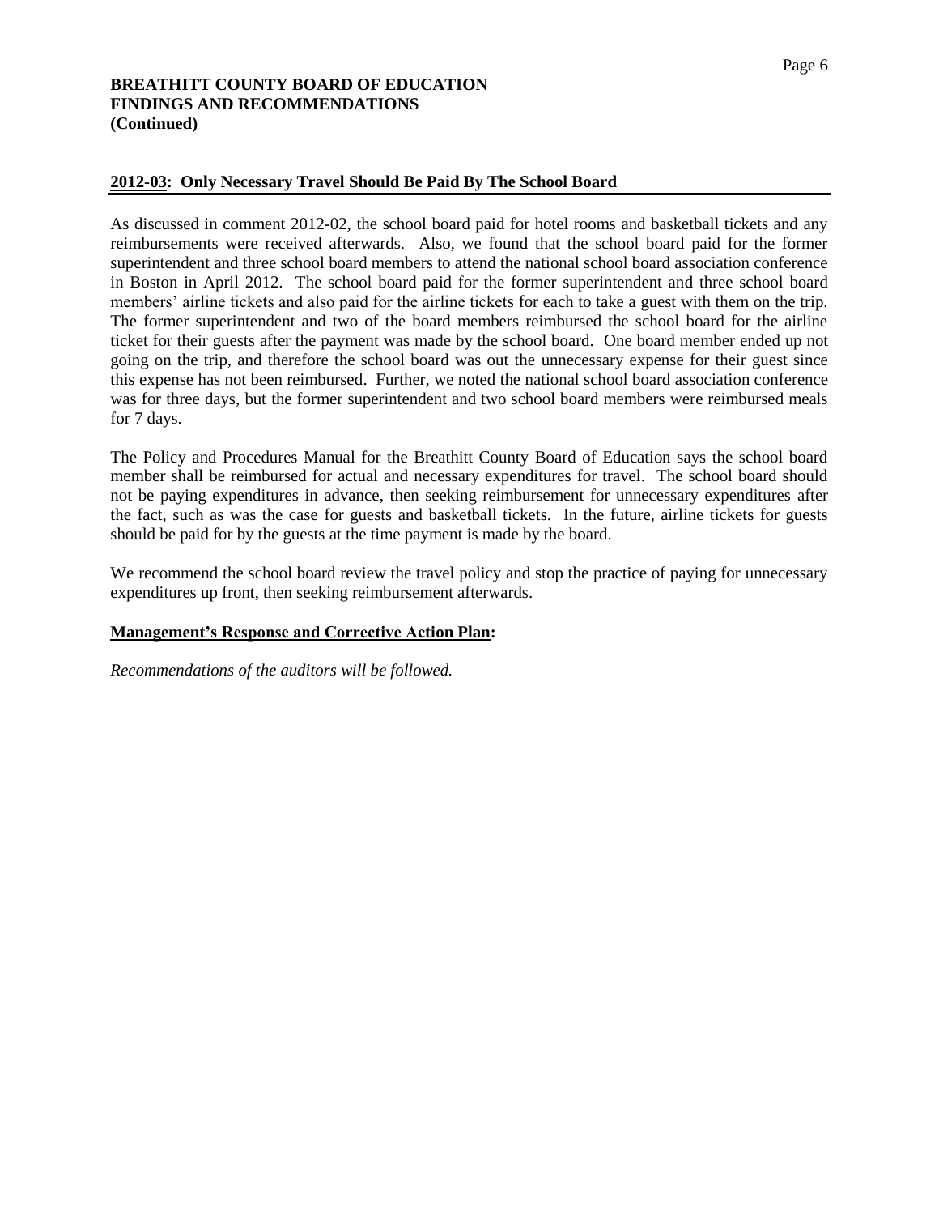**BREATHITT COUNTY BOARD OF EDUCATION**
**FINDINGS AND RECOMMENDATIONS**
**(Continued)**

## 2012-03: Only Necessary Travel Should Be Paid By The School Board

As discussed in comment 2012-02, the school board paid for hotel rooms and basketball tickets and any reimbursements were received afterwards. Also, we found that the school board paid for the former superintendent and three school board members to attend the national school board association conference in Boston in April 2012. The school board paid for the former superintendent and three school board members' airline tickets and also paid for the airline tickets for each to take a guest with them on the trip. The former superintendent and two of the board members reimbursed the school board for the airline ticket for their guests after the payment was made by the school board. One board member ended up not going on the trip, and therefore the school board was out the unnecessary expense for their guest since this expense has not been reimbursed. Further, we noted the national school board association conference was for three days, but the former superintendent and two school board members were reimbursed meals for 7 days.

The Policy and Procedures Manual for the Breathitt County Board of Education says the school board member shall be reimbursed for actual and necessary expenditures for travel. The school board should not be paying expenditures in advance, then seeking reimbursement for unnecessary expenditures after the fact, such as was the case for guests and basketball tickets. In the future, airline tickets for guests should be paid for by the guests at the time payment is made by the board.

We recommend the school board review the travel policy and stop the practice of paying for unnecessary expenditures up front, then seeking reimbursement afterwards.

**Management's Response and Corrective Action Plan:**

*Recommendations of the auditors will be followed.*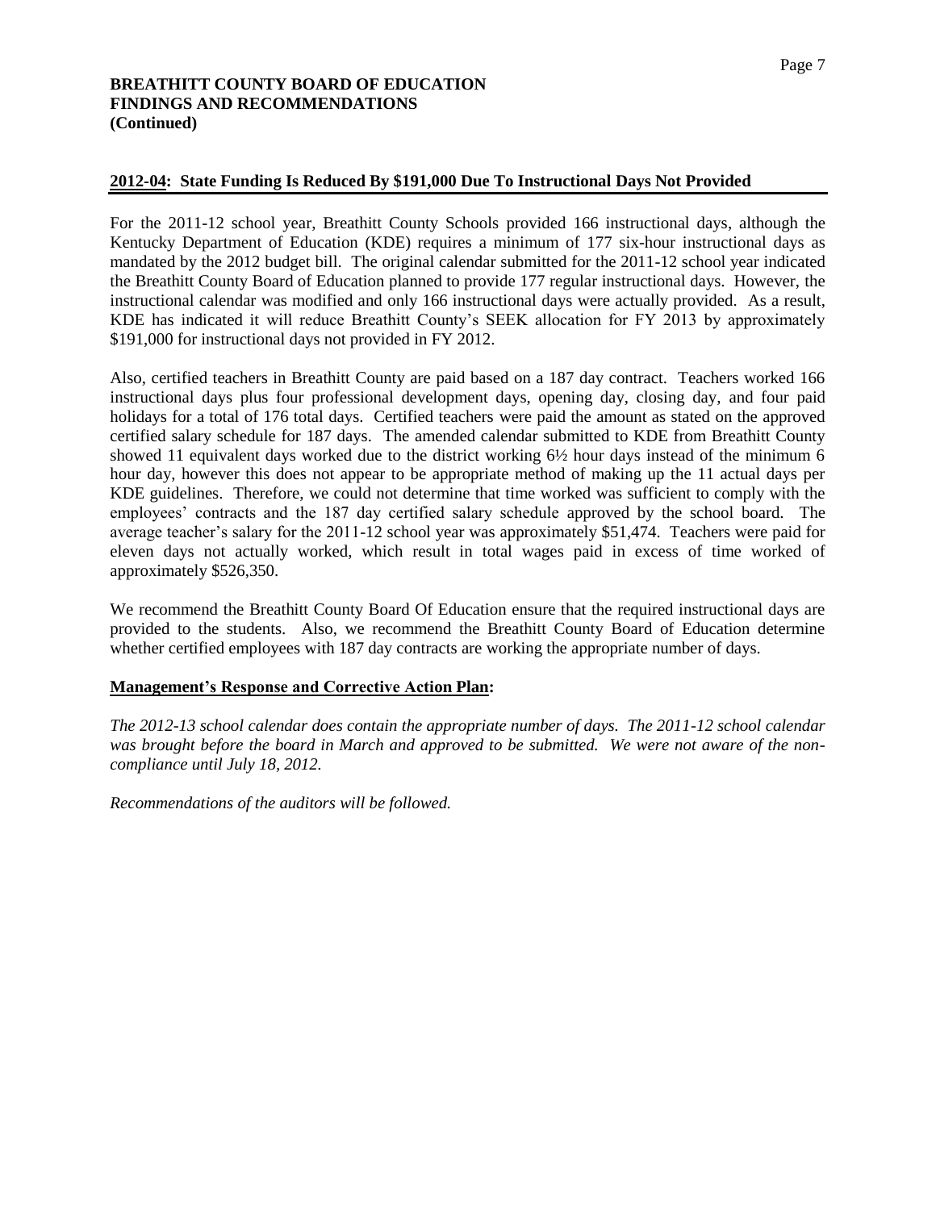**BREATHITT COUNTY BOARD OF EDUCATION**
**FINDINGS AND RECOMMENDATIONS**
**(Continued)**

## 2012-04: State Funding Is Reduced By $191,000 Due To Instructional Days Not Provided

For the 2011-12 school year, Breathitt County Schools provided 166 instructional days, although the Kentucky Department of Education (KDE) requires a minimum of 177 six-hour instructional days as mandated by the 2012 budget bill. The original calendar submitted for the 2011-12 school year indicated the Breathitt County Board of Education planned to provide 177 regular instructional days. However, the instructional calendar was modified and only 166 instructional days were actually provided. As a result, KDE has indicated it will reduce Breathitt County's SEEK allocation for FY 2013 by approximately $191,000 for instructional days not provided in FY 2012.

Also, certified teachers in Breathitt County are paid based on a 187 day contract. Teachers worked 166 instructional days plus four professional development days, opening day, closing day, and four paid holidays for a total of 176 total days. Certified teachers were paid the amount as stated on the approved certified salary schedule for 187 days. The amended calendar submitted to KDE from Breathitt County showed 11 equivalent days worked due to the district working 6½ hour days instead of the minimum 6 hour day, however this does not appear to be appropriate method of making up the 11 actual days per KDE guidelines. Therefore, we could not determine that time worked was sufficient to comply with the employees' contracts and the 187 day certified salary schedule approved by the school board. The average teacher's salary for the 2011-12 school year was approximately $51,474. Teachers were paid for eleven days not actually worked, which result in total wages paid in excess of time worked of approximately $526,350.

We recommend the Breathitt County Board Of Education ensure that the required instructional days are provided to the students. Also, we recommend the Breathitt County Board of Education determine whether certified employees with 187 day contracts are working the appropriate number of days.

**Management's Response and Corrective Action Plan:**

*The 2012-13 school calendar does contain the appropriate number of days. The 2011-12 school calendar was brought before the board in March and approved to be submitted. We were not aware of the non-compliance until July 18, 2012.*

*Recommendations of the auditors will be followed.*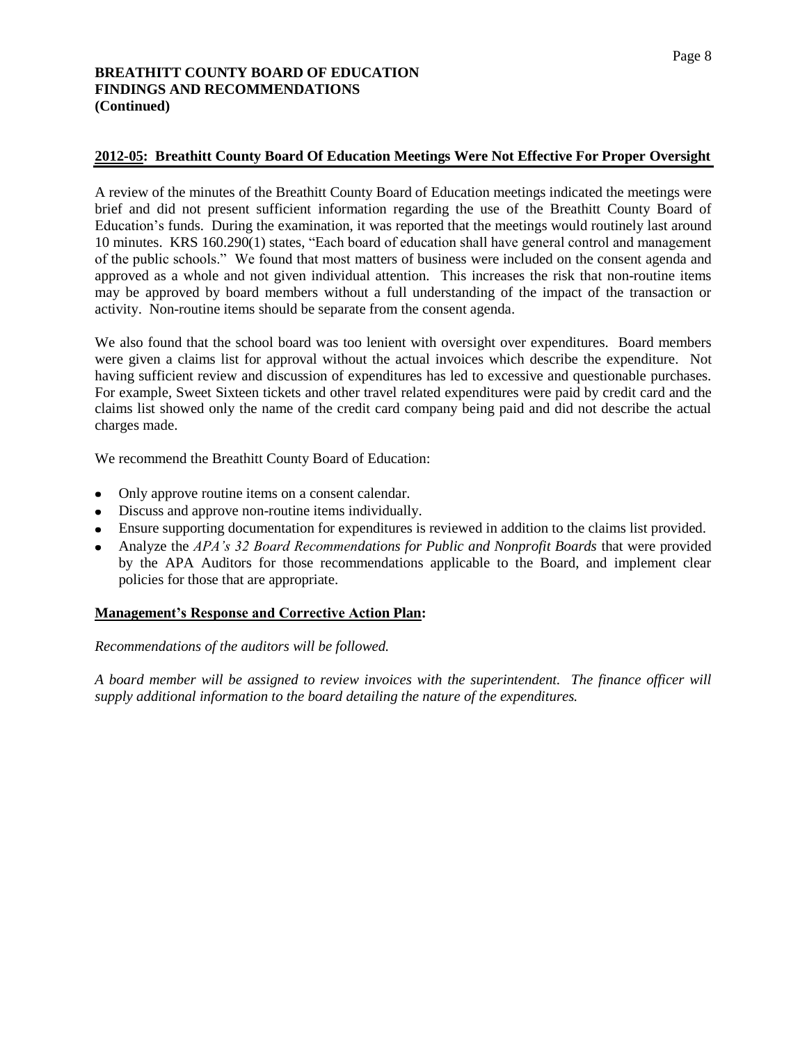**BREATHITT COUNTY BOARD OF EDUCATION**
**FINDINGS AND RECOMMENDATIONS**
**(Continued)**

## 2012-05: Breathitt County Board Of Education Meetings Were Not Effective For Proper Oversight

A review of the minutes of the Breathitt County Board of Education meetings indicated the meetings were brief and did not present sufficient information regarding the use of the Breathitt County Board of Education's funds. During the examination, it was reported that the meetings would routinely last around 10 minutes. KRS 160.290(1) states, "Each board of education shall have general control and management of the public schools." We found that most matters of business were included on the consent agenda and approved as a whole and not given individual attention. This increases the risk that non-routine items may be approved by board members without a full understanding of the impact of the transaction or activity. Non-routine items should be separate from the consent agenda.

We also found that the school board was too lenient with oversight over expenditures. Board members were given a claims list for approval without the actual invoices which describe the expenditure. Not having sufficient review and discussion of expenditures has led to excessive and questionable purchases. For example, Sweet Sixteen tickets and other travel related expenditures were paid by credit card and the claims list showed only the name of the credit card company being paid and did not describe the actual charges made.

We recommend the Breathitt County Board of Education:

- Only approve routine items on a consent calendar.
- Discuss and approve non-routine items individually.
- Ensure supporting documentation for expenditures is reviewed in addition to the claims list provided.
- Analyze the *APA's 32 Board Recommendations for Public and Nonprofit Boards* that were provided by the APA Auditors for those recommendations applicable to the Board, and implement clear policies for those that are appropriate.

**Management's Response and Corrective Action Plan:**

*Recommendations of the auditors will be followed.*

*A board member will be assigned to review invoices with the superintendent. The finance officer will supply additional information to the board detailing the nature of the expenditures.*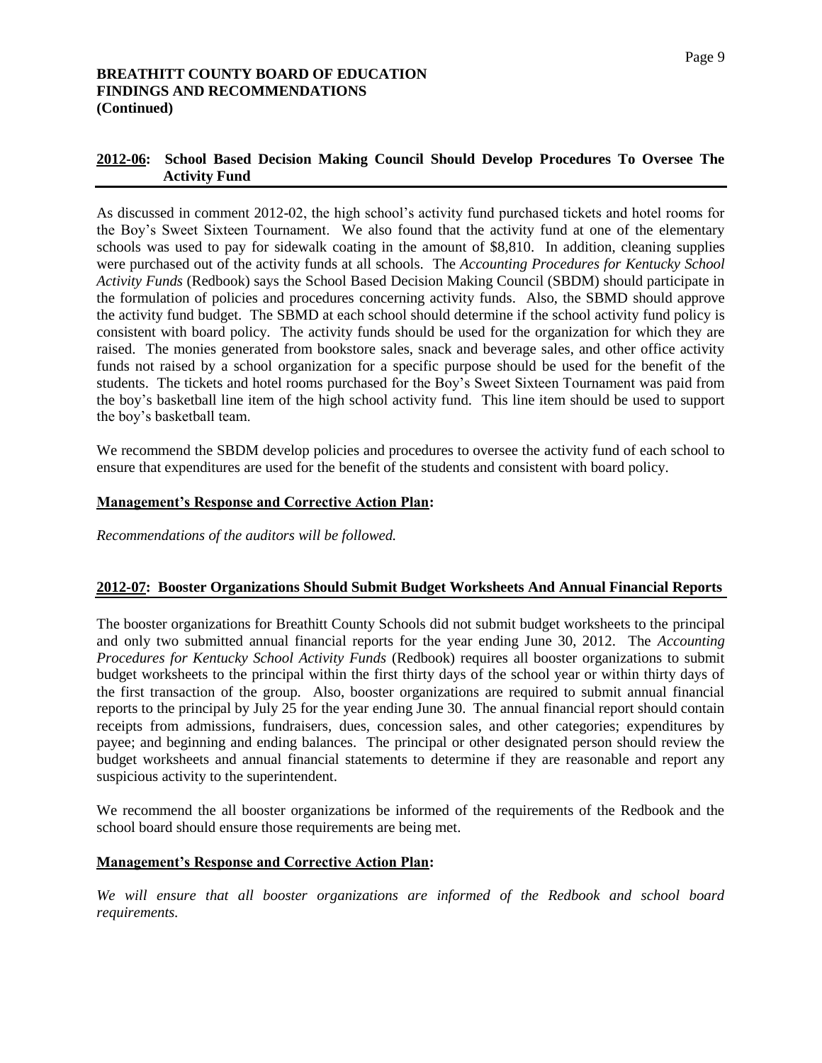**BREATHITT COUNTY BOARD OF EDUCATION**
**FINDINGS AND RECOMMENDATIONS**
**(Continued)**

## 2012-06: School Based Decision Making Council Should Develop Procedures To Oversee The Activity Fund

As discussed in comment 2012-02, the high school's activity fund purchased tickets and hotel rooms for the Boy's Sweet Sixteen Tournament. We also found that the activity fund at one of the elementary schools was used to pay for sidewalk coating in the amount of $8,810. In addition, cleaning supplies were purchased out of the activity funds at all schools. The *Accounting Procedures for Kentucky School Activity Funds* (Redbook) says the School Based Decision Making Council (SBDM) should participate in the formulation of policies and procedures concerning activity funds. Also, the SBMD should approve the activity fund budget. The SBMD at each school should determine if the school activity fund policy is consistent with board policy. The activity funds should be used for the organization for which they are raised. The monies generated from bookstore sales, snack and beverage sales, and other office activity funds not raised by a school organization for a specific purpose should be used for the benefit of the students. The tickets and hotel rooms purchased for the Boy's Sweet Sixteen Tournament was paid from the boy's basketball line item of the high school activity fund. This line item should be used to support the boy's basketball team.

We recommend the SBDM develop policies and procedures to oversee the activity fund of each school to ensure that expenditures are used for the benefit of the students and consistent with board policy.

**Management's Response and Corrective Action Plan:**

*Recommendations of the auditors will be followed.*

## 2012-07: Booster Organizations Should Submit Budget Worksheets And Annual Financial Reports

The booster organizations for Breathitt County Schools did not submit budget worksheets to the principal and only two submitted annual financial reports for the year ending June 30, 2012. The *Accounting Procedures for Kentucky School Activity Funds* (Redbook) requires all booster organizations to submit budget worksheets to the principal within the first thirty days of the school year or within thirty days of the first transaction of the group. Also, booster organizations are required to submit annual financial reports to the principal by July 25 for the year ending June 30. The annual financial report should contain receipts from admissions, fundraisers, dues, concession sales, and other categories; expenditures by payee; and beginning and ending balances. The principal or other designated person should review the budget worksheets and annual financial statements to determine if they are reasonable and report any suspicious activity to the superintendent.

We recommend the all booster organizations be informed of the requirements of the Redbook and the school board should ensure those requirements are being met.

**Management's Response and Corrective Action Plan:**

*We will ensure that all booster organizations are informed of the Redbook and school board requirements.*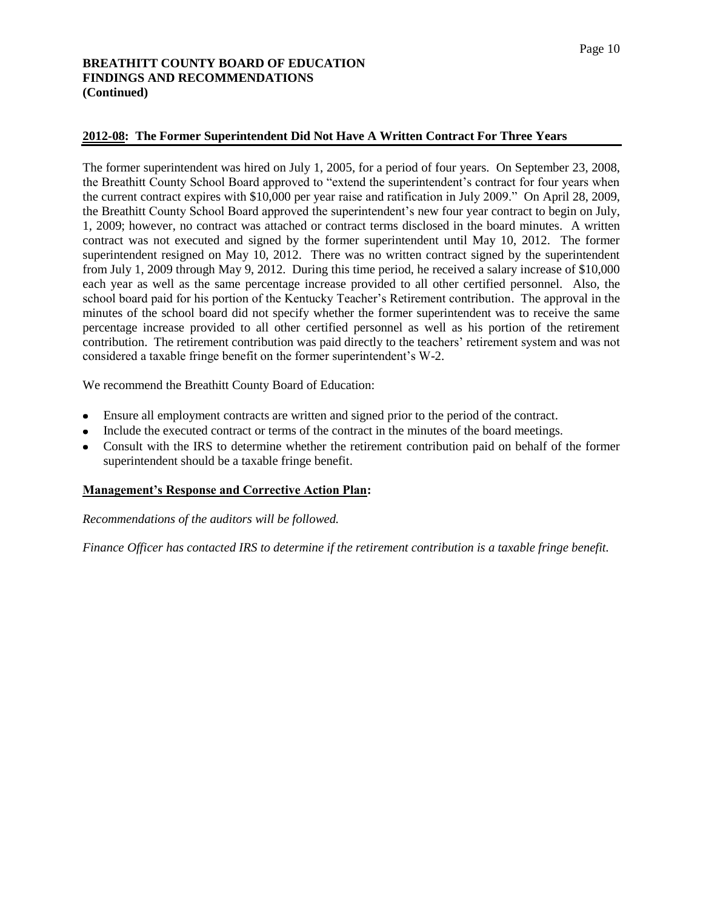## 2012-08: The Former Superintendent Did Not Have A Written Contract For Three Years

The former superintendent was hired on July 1, 2005, for a period of four years. On September 23, 2008, the Breathitt County School Board approved to "extend the superintendent's contract for four years when the current contract expires with $10,000 per year raise and ratification in July 2009." On April 28, 2009, the Breathitt County School Board approved the superintendent's new four year contract to begin on July, 1, 2009; however, no contract was attached or contract terms disclosed in the board minutes. A written contract was not executed and signed by the former superintendent until May 10, 2012. The former superintendent resigned on May 10, 2012. There was no written contract signed by the superintendent from July 1, 2009 through May 9, 2012. During this time period, he received a salary increase of $10,000 each year as well as the same percentage increase provided to all other certified personnel. Also, the school board paid for his portion of the Kentucky Teacher's Retirement contribution. The approval in the minutes of the school board did not specify whether the former superintendent was to receive the same percentage increase provided to all other certified personnel as well as his portion of the retirement contribution. The retirement contribution was paid directly to the teachers' retirement system and was not considered a taxable fringe benefit on the former superintendent's W-2.

We recommend the Breathitt County Board of Education:

- Ensure all employment contracts are written and signed prior to the period of the contract.
- Include the executed contract or terms of the contract in the minutes of the board meetings.
- Consult with the IRS to determine whether the retirement contribution paid on behalf of the former superintendent should be a taxable fringe benefit.

**Management's Response and Corrective Action Plan:**

*Recommendations of the auditors will be followed.*

*Finance Officer has contacted IRS to determine if the retirement contribution is a taxable fringe benefit.*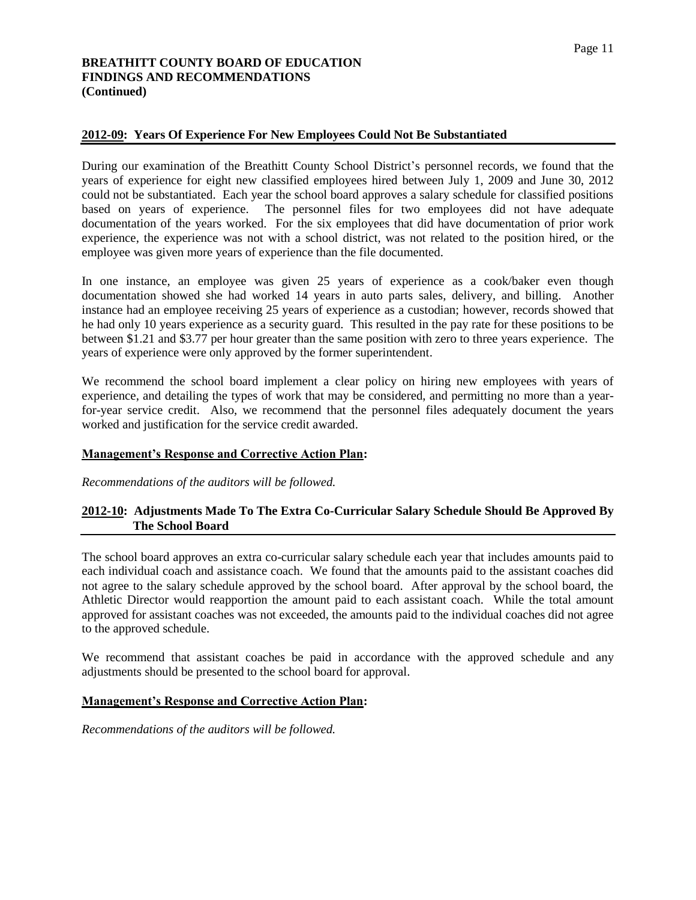**BREATHITT COUNTY BOARD OF EDUCATION**
**FINDINGS AND RECOMMENDATIONS**
**(Continued)**

## 2012-09: Years Of Experience For New Employees Could Not Be Substantiated

During our examination of the Breathitt County School District's personnel records, we found that the years of experience for eight new classified employees hired between July 1, 2009 and June 30, 2012 could not be substantiated. Each year the school board approves a salary schedule for classified positions based on years of experience. The personnel files for two employees did not have adequate documentation of the years worked. For the six employees that did have documentation of prior work experience, the experience was not with a school district, was not related to the position hired, or the employee was given more years of experience than the file documented.

In one instance, an employee was given 25 years of experience as a cook/baker even though documentation showed she had worked 14 years in auto parts sales, delivery, and billing. Another instance had an employee receiving 25 years of experience as a custodian; however, records showed that he had only 10 years experience as a security guard. This resulted in the pay rate for these positions to be between $1.21 and $3.77 per hour greater than the same position with zero to three years experience. The years of experience were only approved by the former superintendent.

We recommend the school board implement a clear policy on hiring new employees with years of experience, and detailing the types of work that may be considered, and permitting no more than a year-for-year service credit. Also, we recommend that the personnel files adequately document the years worked and justification for the service credit awarded.

**Management's Response and Corrective Action Plan:**

*Recommendations of the auditors will be followed.*

## 2012-10: Adjustments Made To The Extra Co-Curricular Salary Schedule Should Be Approved By The School Board

The school board approves an extra co-curricular salary schedule each year that includes amounts paid to each individual coach and assistance coach. We found that the amounts paid to the assistant coaches did not agree to the salary schedule approved by the school board. After approval by the school board, the Athletic Director would reapportion the amount paid to each assistant coach. While the total amount approved for assistant coaches was not exceeded, the amounts paid to the individual coaches did not agree to the approved schedule.

We recommend that assistant coaches be paid in accordance with the approved schedule and any adjustments should be presented to the school board for approval.

**Management's Response and Corrective Action Plan:**

*Recommendations of the auditors will be followed.*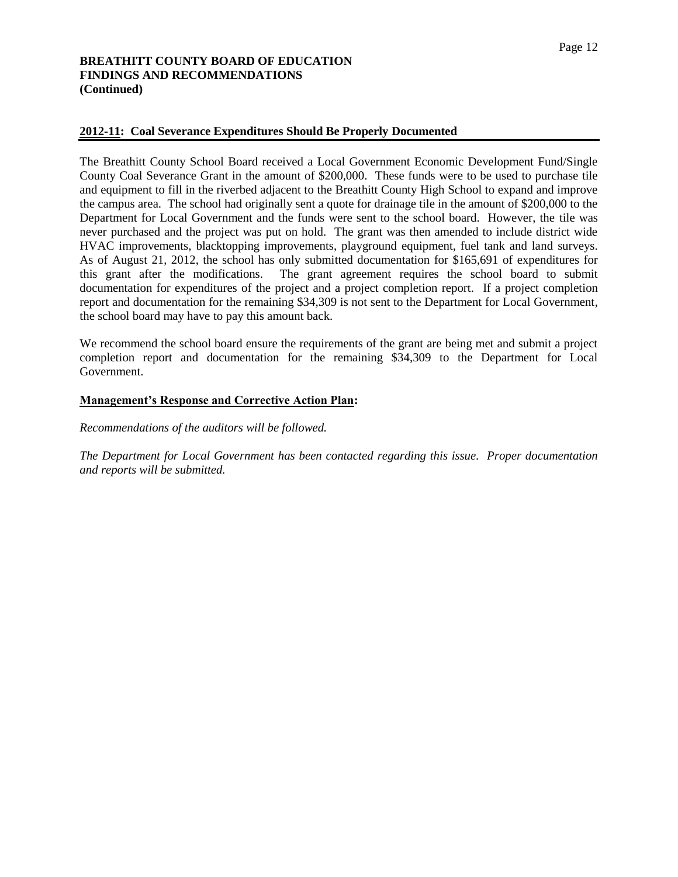**BREATHITT COUNTY BOARD OF EDUCATION**
**FINDINGS AND RECOMMENDATIONS**
**(Continued)**

## **2012-11: Coal Severance Expenditures Should Be Properly Documented**

The Breathitt County School Board received a Local Government Economic Development Fund/Single County Coal Severance Grant in the amount of $200,000. These funds were to be used to purchase tile and equipment to fill in the riverbed adjacent to the Breathitt County High School to expand and improve the campus area. The school had originally sent a quote for drainage tile in the amount of $200,000 to the Department for Local Government and the funds were sent to the school board. However, the tile was never purchased and the project was put on hold. The grant was then amended to include district wide HVAC improvements, blacktopping improvements, playground equipment, fuel tank and land surveys. As of August 21, 2012, the school has only submitted documentation for $165,691 of expenditures for this grant after the modifications. The grant agreement requires the school board to submit documentation for expenditures of the project and a project completion report. If a project completion report and documentation for the remaining $34,309 is not sent to the Department for Local Government, the school board may have to pay this amount back.

We recommend the school board ensure the requirements of the grant are being met and submit a project completion report and documentation for the remaining $34,309 to the Department for Local Government.

**Management's Response and Corrective Action Plan:**

*Recommendations of the auditors will be followed.*

*The Department for Local Government has been contacted regarding this issue. Proper documentation and reports will be submitted.*